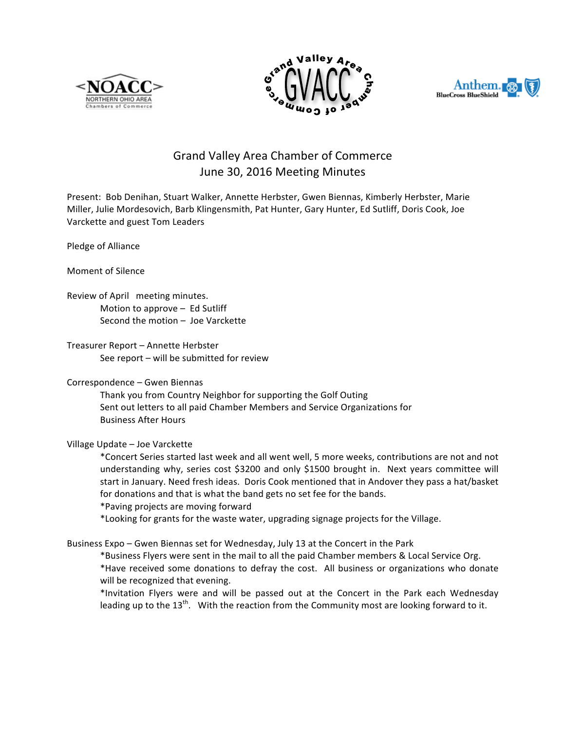# Grand Valley Area Chamber of Commerce
## June 30, 2016 Meeting Minutes

Present: Bob Denihan, Stuart Walker, Annette Herbster, Gwen Biennas, Kimberly Herbster, Marie Miller, Julie Mordesovich, Barb Klingensmith, Pat Hunter, Gary Hunter, Ed Sutliff, Doris Cook, Joe Varckette and guest Tom Leaders

Pledge of Alliance

Moment of Silence

Review of April meeting minutes.

Motion to approve – Ed Sutliff
Second the motion – Joe Varckette

Treasurer Report – Annette Herbster

See report – will be submitted for review

Correspondence – Gwen Biennas

Thank you from Country Neighbor for supporting the Golf Outing
Sent out letters to all paid Chamber Members and Service Organizations for Business After Hours

Village Update – Joe Varckette

*Concert Series started last week and all went well, 5 more weeks, contributions are not and not understanding why, series cost $3200 and only $1500 brought in. Next years committee will start in January. Need fresh ideas. Doris Cook mentioned that in Andover they pass a hat/basket for donations and that is what the band gets no set fee for the bands.
*Paving projects are moving forward
*Looking for grants for the waste water, upgrading signage projects for the Village.

Business Expo – Gwen Biennas set for Wednesday, July 13 at the Concert in the Park

*Business Flyers were sent in the mail to all the paid Chamber members & Local Service Org.
*Have received some donations to defray the cost. All business or organizations who donate will be recognized that evening.
*Invitation Flyers were and will be passed out at the Concert in the Park each Wednesday leading up to the 13th. With the reaction from the Community most are looking forward to it.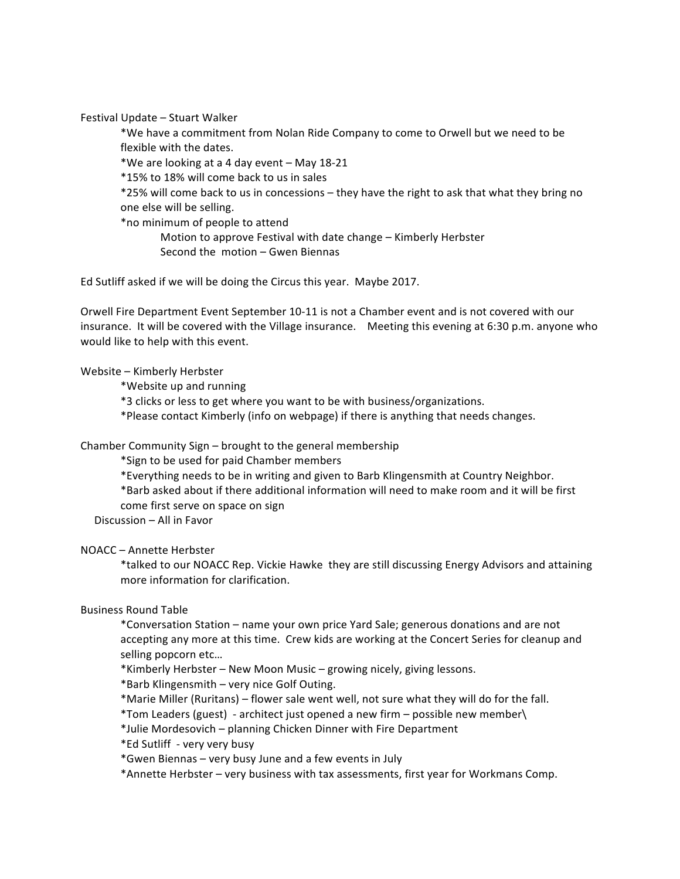Festival Update – Stuart Walker

- *We have a commitment from Nolan Ride Company to come to Orwell but we need to be flexible with the dates.
- *We are looking at a 4 day event – May 18-21
- *15% to 18% will come back to us in sales
- *25% will come back to us in concessions – they have the right to ask that what they bring no one else will be selling.
- *no minimum of people to attend
  - Motion to approve Festival with date change – Kimberly Herbster
  - Second the motion – Gwen Biennas

Ed Sutliff asked if we will be doing the Circus this year. Maybe 2017.

Orwell Fire Department Event September 10-11 is not a Chamber event and is not covered with our insurance. It will be covered with the Village insurance. Meeting this evening at 6:30 p.m. anyone who would like to help with this event.

Website – Kimberly Herbster

- *Website up and running
- *3 clicks or less to get where you want to be with business/organizations.
- *Please contact Kimberly (info on webpage) if there is anything that needs changes.

Chamber Community Sign – brought to the general membership

- *Sign to be used for paid Chamber members
- *Everything needs to be in writing and given to Barb Klingensmith at Country Neighbor.
- *Barb asked about if there additional information will need to make room and it will be first come first serve on space on sign

Discussion – All in Favor

NOACC – Annette Herbster

- *talked to our NOACC Rep. Vickie Hawke they are still discussing Energy Advisors and attaining more information for clarification.

Business Round Table

- *Conversation Station – name your own price Yard Sale; generous donations and are not accepting any more at this time. Crew kids are working at the Concert Series for cleanup and selling popcorn etc…
- *Kimberly Herbster – New Moon Music – growing nicely, giving lessons.
- *Barb Klingensmith – very nice Golf Outing.
- *Marie Miller (Ruritans) – flower sale went well, not sure what they will do for the fall.
- *Tom Leaders (guest) - architect just opened a new firm – possible new member\
- *Julie Mordesovich – planning Chicken Dinner with Fire Department
- *Ed Sutliff - very very busy
- *Gwen Biennas – very busy June and a few events in July
- *Annette Herbster – very business with tax assessments, first year for Workmans Comp.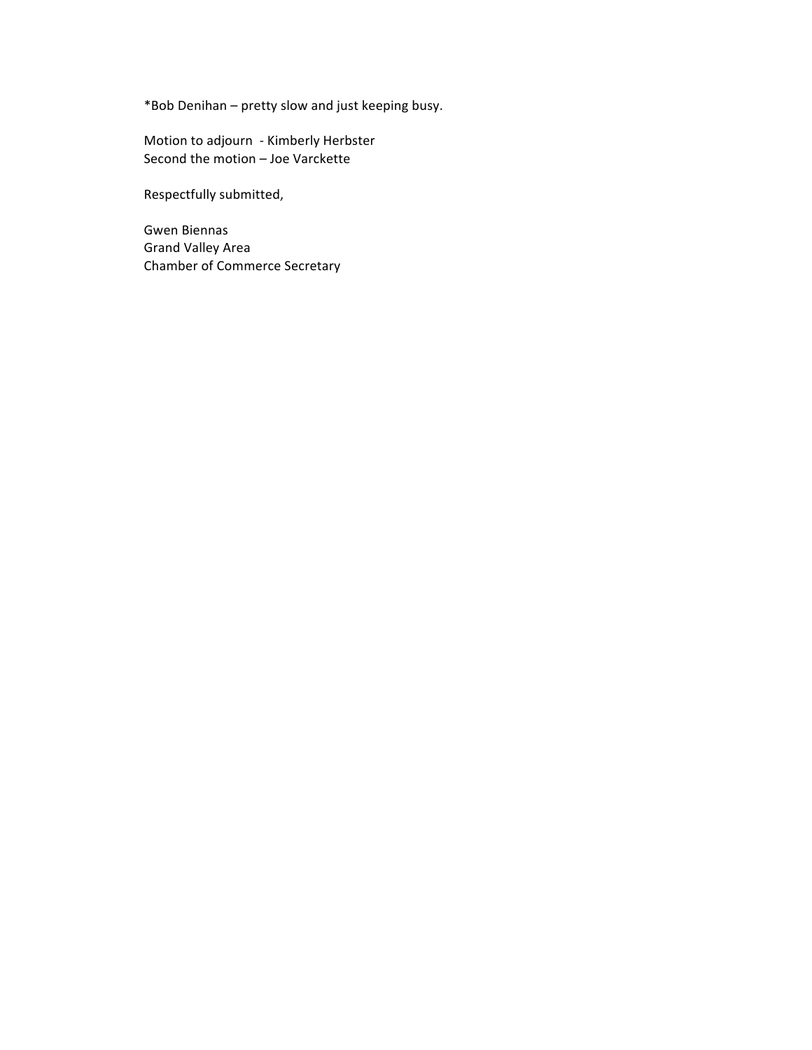*Bob Denihan – pretty slow and just keeping busy.

Motion to adjourn - Kimberly Herbster
Second the motion – Joe Varckette

Respectfully submitted,

Gwen Biennas
Grand Valley Area
Chamber of Commerce Secretary